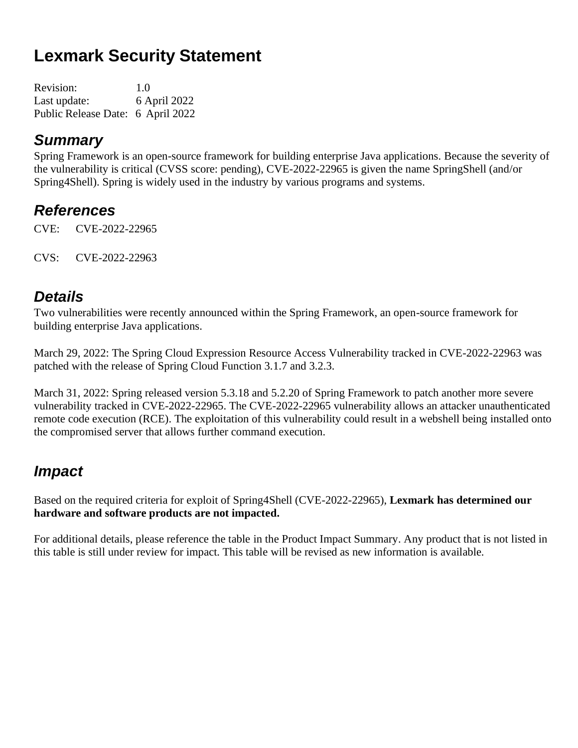# Lexmark Security Statement

Revision: 1.0
Last update: 6 April 2022
Public Release Date: 6 April 2022

## Summary

Spring Framework is an open-source framework for building enterprise Java applications. Because the severity of the vulnerability is critical (CVSS score: pending), CVE-2022-22965 is given the name SpringShell (and/or Spring4Shell). Spring is widely used in the industry by various programs and systems.

## References

CVE: CVE-2022-22965

CVS: CVE-2022-22963

## Details

Two vulnerabilities were recently announced within the Spring Framework, an open-source framework for building enterprise Java applications.

March 29, 2022: The Spring Cloud Expression Resource Access Vulnerability tracked in CVE-2022-22963 was patched with the release of Spring Cloud Function 3.1.7 and 3.2.3.

March 31, 2022: Spring released version 5.3.18 and 5.2.20 of Spring Framework to patch another more severe vulnerability tracked in CVE-2022-22965. The CVE-2022-22965 vulnerability allows an attacker unauthenticated remote code execution (RCE). The exploitation of this vulnerability could result in a webshell being installed onto the compromised server that allows further command execution.

## Impact

Based on the required criteria for exploit of Spring4Shell (CVE-2022-22965), **Lexmark has determined our hardware and software products are not impacted.**

For additional details, please reference the table in the Product Impact Summary. Any product that is not listed in this table is still under review for impact. This table will be revised as new information is available.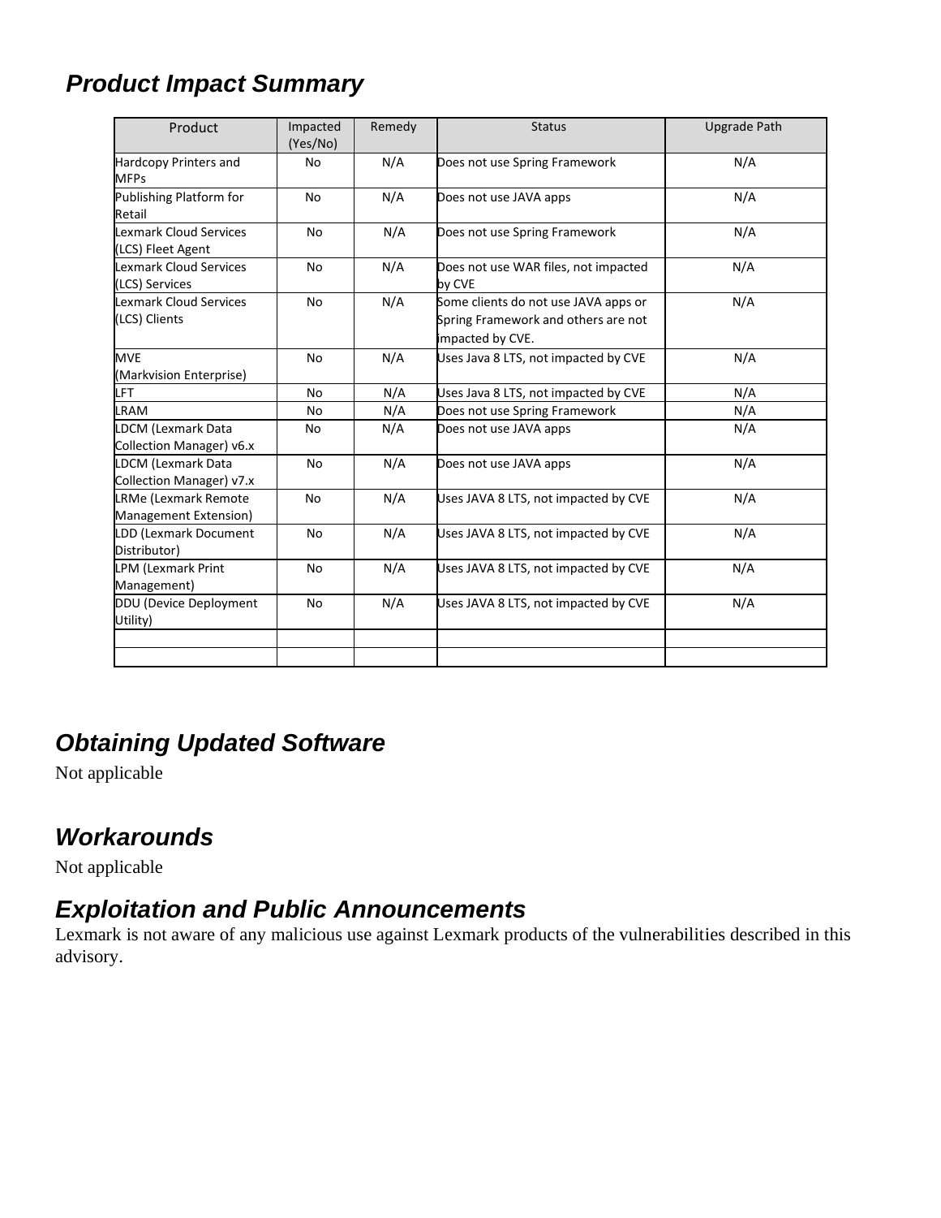## Product Impact Summary

| Product | Impacted (Yes/No) | Remedy | Status | Upgrade Path |
|---|---|---|---|---|
| Hardcopy Printers and MFPs | No | N/A | Does not use Spring Framework | N/A |
| Publishing Platform for Retail | No | N/A | Does not use JAVA apps | N/A |
| Lexmark Cloud Services (LCS) Fleet Agent | No | N/A | Does not use Spring Framework | N/A |
| Lexmark Cloud Services (LCS) Services | No | N/A | Does not use WAR files, not impacted by CVE | N/A |
| Lexmark Cloud Services (LCS) Clients | No | N/A | Some clients do not use JAVA apps or Spring Framework and others are not impacted by CVE. | N/A |
| MVE (Markvision Enterprise) | No | N/A | Uses Java 8 LTS, not impacted by CVE | N/A |
| LFT | No | N/A | Uses Java 8 LTS, not impacted by CVE | N/A |
| LRAM | No | N/A | Does not use Spring Framework | N/A |
| LDCM (Lexmark Data Collection Manager) v6.x | No | N/A | Does not use JAVA apps | N/A |
| LDCM (Lexmark Data Collection Manager) v7.x | No | N/A | Does not use JAVA apps | N/A |
| LRMe (Lexmark Remote Management Extension) | No | N/A | Uses JAVA 8 LTS, not impacted by CVE | N/A |
| LDD (Lexmark Document Distributor) | No | N/A | Uses JAVA 8 LTS, not impacted by CVE | N/A |
| LPM (Lexmark Print Management) | No | N/A | Uses JAVA 8 LTS, not impacted by CVE | N/A |
| DDU (Device Deployment Utility) | No | N/A | Uses JAVA 8 LTS, not impacted by CVE | N/A |
| | | | | |
| | | | | |

## Obtaining Updated Software

Not applicable

## Workarounds

Not applicable

## Exploitation and Public Announcements

Lexmark is not aware of any malicious use against Lexmark products of the vulnerabilities described in this advisory.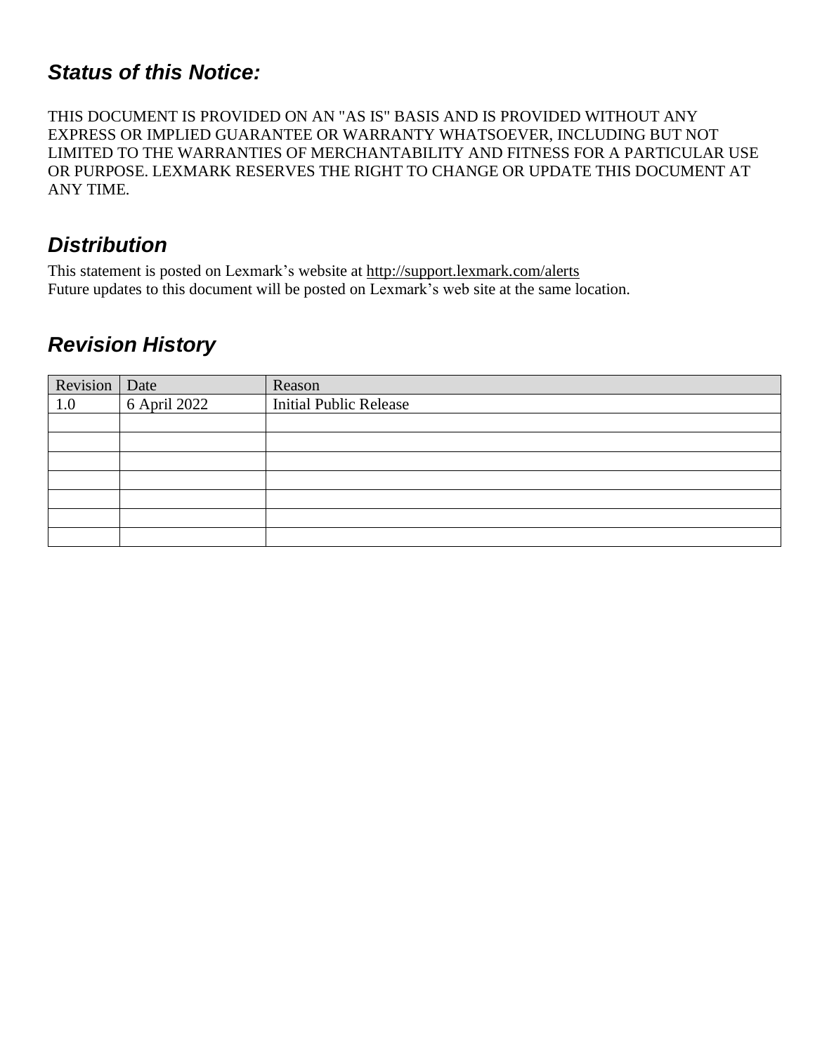## *Status of this Notice:*

THIS DOCUMENT IS PROVIDED ON AN "AS IS" BASIS AND IS PROVIDED WITHOUT ANY EXPRESS OR IMPLIED GUARANTEE OR WARRANTY WHATSOEVER, INCLUDING BUT NOT LIMITED TO THE WARRANTIES OF MERCHANTABILITY AND FITNESS FOR A PARTICULAR USE OR PURPOSE. LEXMARK RESERVES THE RIGHT TO CHANGE OR UPDATE THIS DOCUMENT AT ANY TIME.

## *Distribution*

This statement is posted on Lexmark's website at http://support.lexmark.com/alerts
Future updates to this document will be posted on Lexmark's web site at the same location.

## *Revision History*

| Revision | Date | Reason |
|---|---|---|
| 1.0 | 6 April 2022 | Initial Public Release |
| | | |
| | | |
| | | |
| | | |
| | | |
| | | |
| | | |